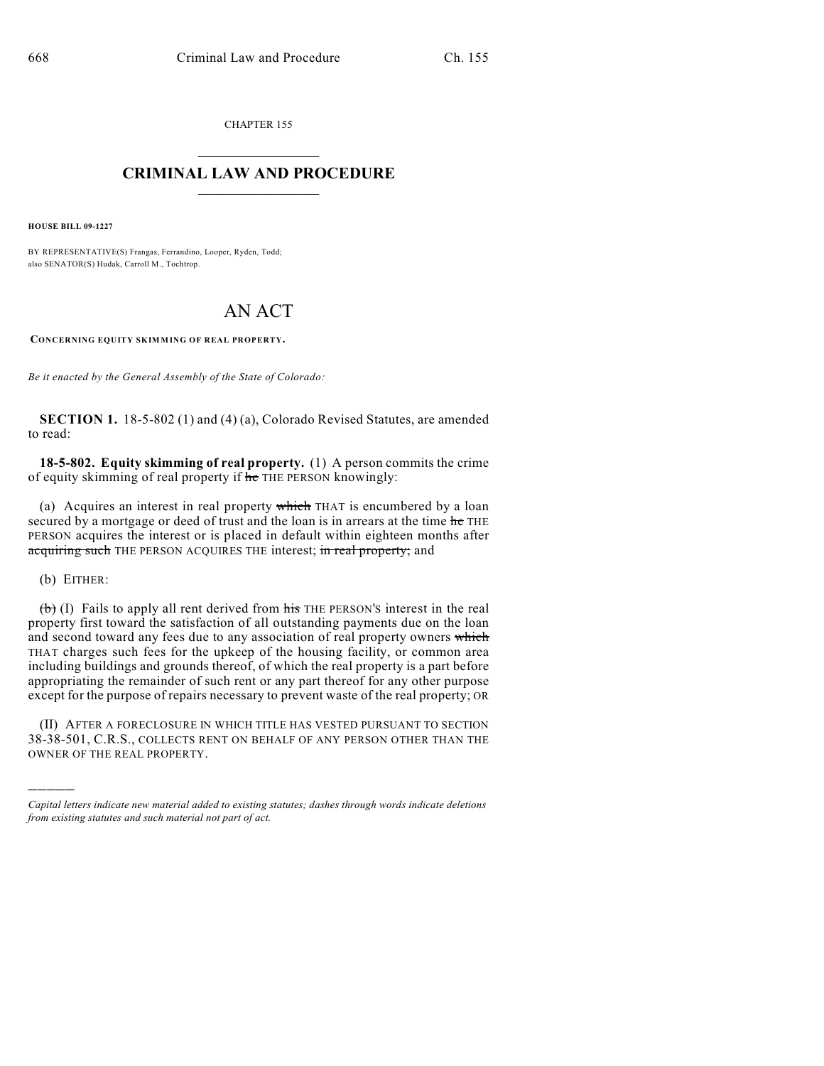CHAPTER 155

# CRIMINAL LAW AND PROCEDURE

**HOUSE BILL 09-1227**

BY REPRESENTATIVE(S) Frangas, Ferrandino, Looper, Ryden, Todd;
also SENATOR(S) Hudak, Carroll M., Tochtrop.

# AN ACT

**CONCERNING EQUITY SKIMMING OF REAL PROPERTY.**

*Be it enacted by the General Assembly of the State of Colorado:*

**SECTION 1.** 18-5-802 (1) and (4) (a), Colorado Revised Statutes, are amended to read:

**18-5-802. Equity skimming of real property.** (1) A person commits the crime of equity skimming of real property if ~~he~~ THE PERSON knowingly:

(a) Acquires an interest in real property ~~which~~ THAT is encumbered by a loan secured by a mortgage or deed of trust and the loan is in arrears at the time ~~he~~ THE PERSON acquires the interest or is placed in default within eighteen months after ~~acquiring such~~ THE PERSON ACQUIRES THE interest; ~~in real property;~~ and

(b) EITHER:

~~(b)~~ (I) Fails to apply all rent derived from ~~his~~ THE PERSON'S interest in the real property first toward the satisfaction of all outstanding payments due on the loan and second toward any fees due to any association of real property owners ~~which~~ THAT charges such fees for the upkeep of the housing facility, or common area including buildings and grounds thereof, of which the real property is a part before appropriating the remainder of such rent or any part thereof for any other purpose except for the purpose of repairs necessary to prevent waste of the real property; OR

(II) AFTER A FORECLOSURE IN WHICH TITLE HAS VESTED PURSUANT TO SECTION 38-38-501, C.R.S., COLLECTS RENT ON BEHALF OF ANY PERSON OTHER THAN THE OWNER OF THE REAL PROPERTY.

---

*Capital letters indicate new material added to existing statutes; dashes through words indicate deletions from existing statutes and such material not part of act.*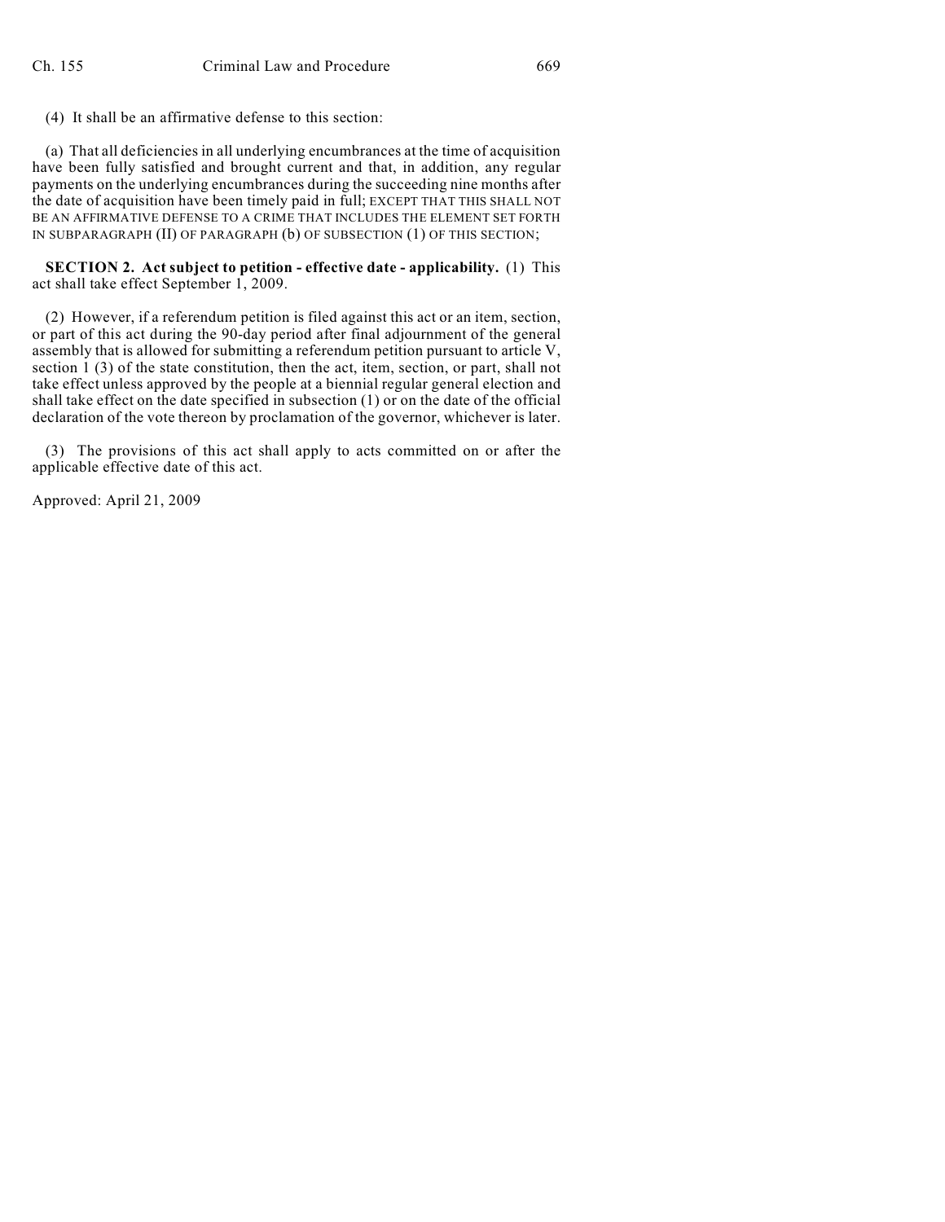(4) It shall be an affirmative defense to this section:

(a) That all deficiencies in all underlying encumbrances at the time of acquisition have been fully satisfied and brought current and that, in addition, any regular payments on the underlying encumbrances during the succeeding nine months after the date of acquisition have been timely paid in full; EXCEPT THAT THIS SHALL NOT BE AN AFFIRMATIVE DEFENSE TO A CRIME THAT INCLUDES THE ELEMENT SET FORTH IN SUBPARAGRAPH (II) OF PARAGRAPH (b) OF SUBSECTION (1) OF THIS SECTION;

**SECTION 2. Act subject to petition - effective date - applicability.** (1) This act shall take effect September 1, 2009.

(2) However, if a referendum petition is filed against this act or an item, section, or part of this act during the 90-day period after final adjournment of the general assembly that is allowed for submitting a referendum petition pursuant to article V, section 1 (3) of the state constitution, then the act, item, section, or part, shall not take effect unless approved by the people at a biennial regular general election and shall take effect on the date specified in subsection (1) or on the date of the official declaration of the vote thereon by proclamation of the governor, whichever is later.

(3) The provisions of this act shall apply to acts committed on or after the applicable effective date of this act.

Approved: April 21, 2009